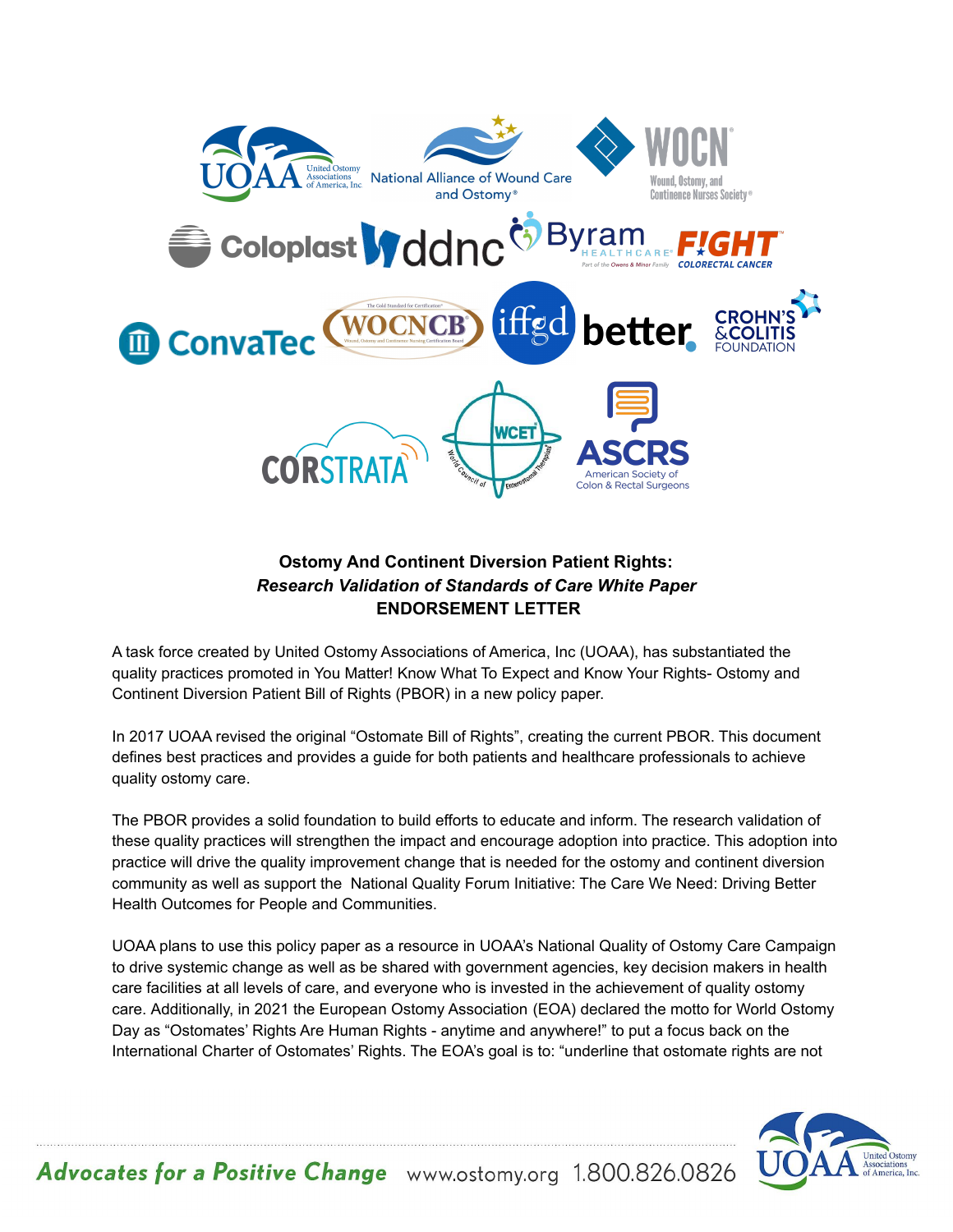**Ostomy And Continent Diversion Patient Rights:**
***Research Validation of Standards of Care White Paper***
**ENDORSEMENT LETTER**

A task force created by United Ostomy Associations of America, Inc (UOAA), has substantiated the quality practices promoted in You Matter! Know What To Expect and Know Your Rights- Ostomy and Continent Diversion Patient Bill of Rights (PBOR) in a new policy paper.

In 2017 UOAA revised the original “Ostomate Bill of Rights”, creating the current PBOR. This document defines best practices and provides a guide for both patients and healthcare professionals to achieve quality ostomy care.

The PBOR provides a solid foundation to build efforts to educate and inform. The research validation of these quality practices will strengthen the impact and encourage adoption into practice. This adoption into practice will drive the quality improvement change that is needed for the ostomy and continent diversion community as well as support the National Quality Forum Initiative: The Care We Need: Driving Better Health Outcomes for People and Communities.

UOAA plans to use this policy paper as a resource in UOAA’s National Quality of Ostomy Care Campaign to drive systemic change as well as be shared with government agencies, key decision makers in health care facilities at all levels of care, and everyone who is invested in the achievement of quality ostomy care. Additionally, in 2021 the European Ostomy Association (EOA) declared the motto for World Ostomy Day as “Ostomates’ Rights Are Human Rights - anytime and anywhere!” to put a focus back on the International Charter of Ostomates’ Rights. The EOA’s goal is to: “underline that ostomate rights are not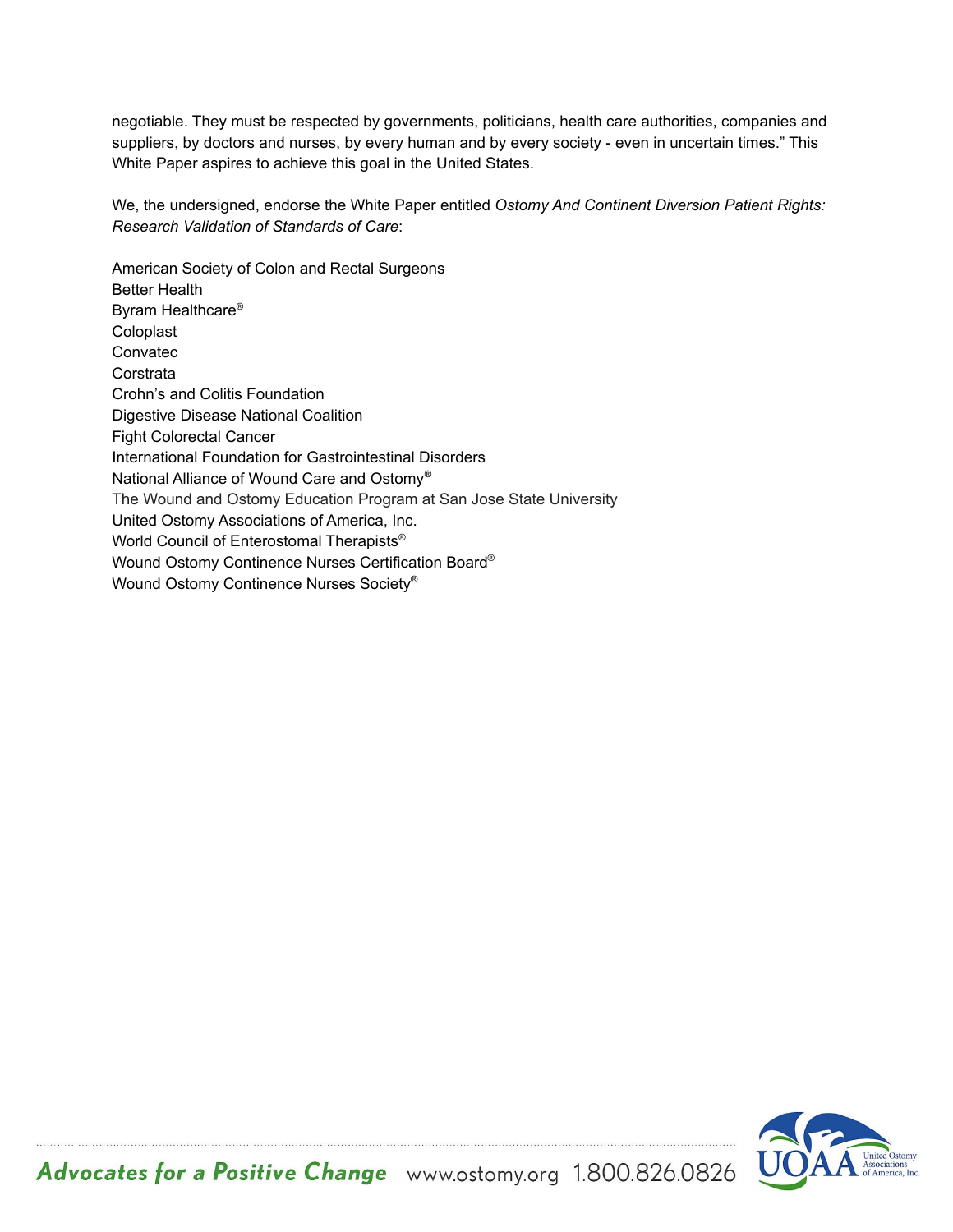negotiable. They must be respected by governments, politicians, health care authorities, companies and suppliers, by doctors and nurses, by every human and by every society - even in uncertain times." This White Paper aspires to achieve this goal in the United States.

We, the undersigned, endorse the White Paper entitled *Ostomy And Continent Diversion Patient Rights: Research Validation of Standards of Care*:

American Society of Colon and Rectal Surgeons
Better Health
Byram Healthcare®
Coloplast
Convatec
Corstrata
Crohn's and Colitis Foundation
Digestive Disease National Coalition
Fight Colorectal Cancer
International Foundation for Gastrointestinal Disorders
National Alliance of Wound Care and Ostomy®
The Wound and Ostomy Education Program at San Jose State University
United Ostomy Associations of America, Inc.
World Council of Enterostomal Therapists®
Wound Ostomy Continence Nurses Certification Board®
Wound Ostomy Continence Nurses Society®